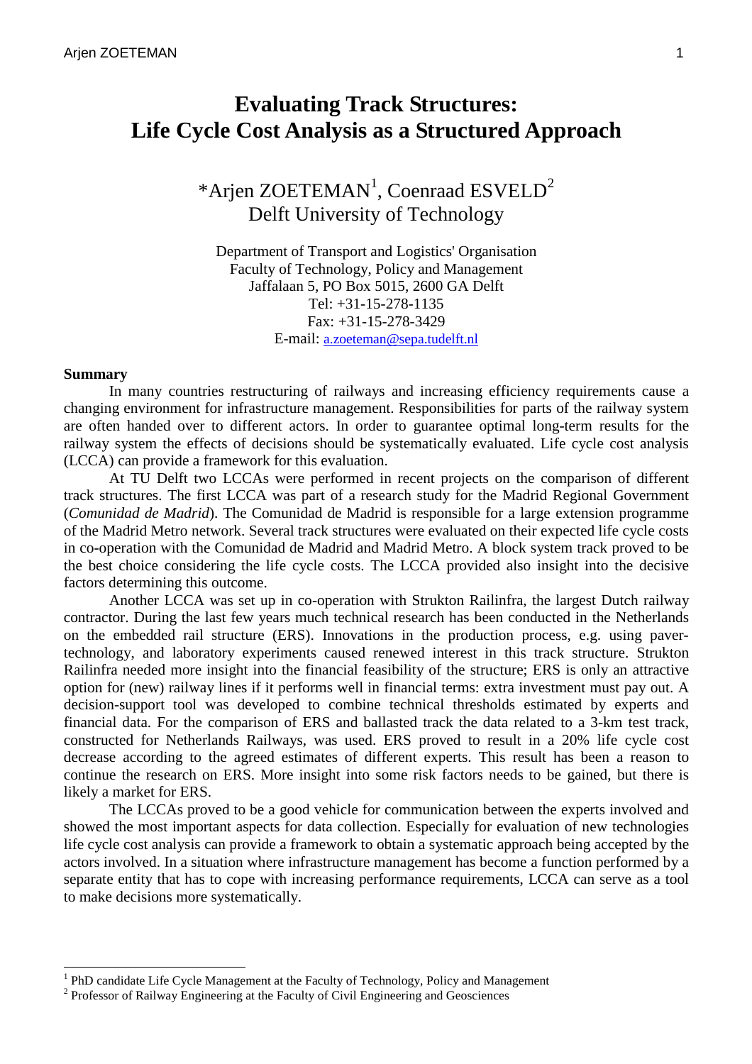# Evaluating Track Structures: Life Cycle Cost Analysis as a Structured Approach

\*Arjen ZOETEMAN[1], Coenraad ESVELD[2]
Delft University of Technology

Department of Transport and Logistics' Organisation
Faculty of Technology, Policy and Management
Jaffalaan 5, PO Box 5015, 2600 GA Delft
Tel: +31-15-278-1135
Fax: +31-15-278-3429
E-mail: a.zoeteman@sepa.tudelft.nl

**Summary**

In many countries restructuring of railways and increasing efficiency requirements cause a changing environment for infrastructure management. Responsibilities for parts of the railway system are often handed over to different actors. In order to guarantee optimal long-term results for the railway system the effects of decisions should be systematically evaluated. Life cycle cost analysis (LCCA) can provide a framework for this evaluation.

At TU Delft two LCCAs were performed in recent projects on the comparison of different track structures. The first LCCA was part of a research study for the Madrid Regional Government (*Comunidad de Madrid*). The Comunidad de Madrid is responsible for a large extension programme of the Madrid Metro network. Several track structures were evaluated on their expected life cycle costs in co-operation with the Comunidad de Madrid and Madrid Metro. A block system track proved to be the best choice considering the life cycle costs. The LCCA provided also insight into the decisive factors determining this outcome.

Another LCCA was set up in co-operation with Strukton Railinfra, the largest Dutch railway contractor. During the last few years much technical research has been conducted in the Netherlands on the embedded rail structure (ERS). Innovations in the production process, e.g. using paver-technology, and laboratory experiments caused renewed interest in this track structure. Strukton Railinfra needed more insight into the financial feasibility of the structure; ERS is only an attractive option for (new) railway lines if it performs well in financial terms: extra investment must pay out. A decision-support tool was developed to combine technical thresholds estimated by experts and financial data. For the comparison of ERS and ballasted track the data related to a 3-km test track, constructed for Netherlands Railways, was used. ERS proved to result in a 20% life cycle cost decrease according to the agreed estimates of different experts. This result has been a reason to continue the research on ERS. More insight into some risk factors needs to be gained, but there is likely a market for ERS.

The LCCAs proved to be a good vehicle for communication between the experts involved and showed the most important aspects for data collection. Especially for evaluation of new technologies life cycle cost analysis can provide a framework to obtain a systematic approach being accepted by the actors involved. In a situation where infrastructure management has become a function performed by a separate entity that has to cope with increasing performance requirements, LCCA can serve as a tool to make decisions more systematically.

---

[1] PhD candidate Life Cycle Management at the Faculty of Technology, Policy and Management

[2] Professor of Railway Engineering at the Faculty of Civil Engineering and Geosciences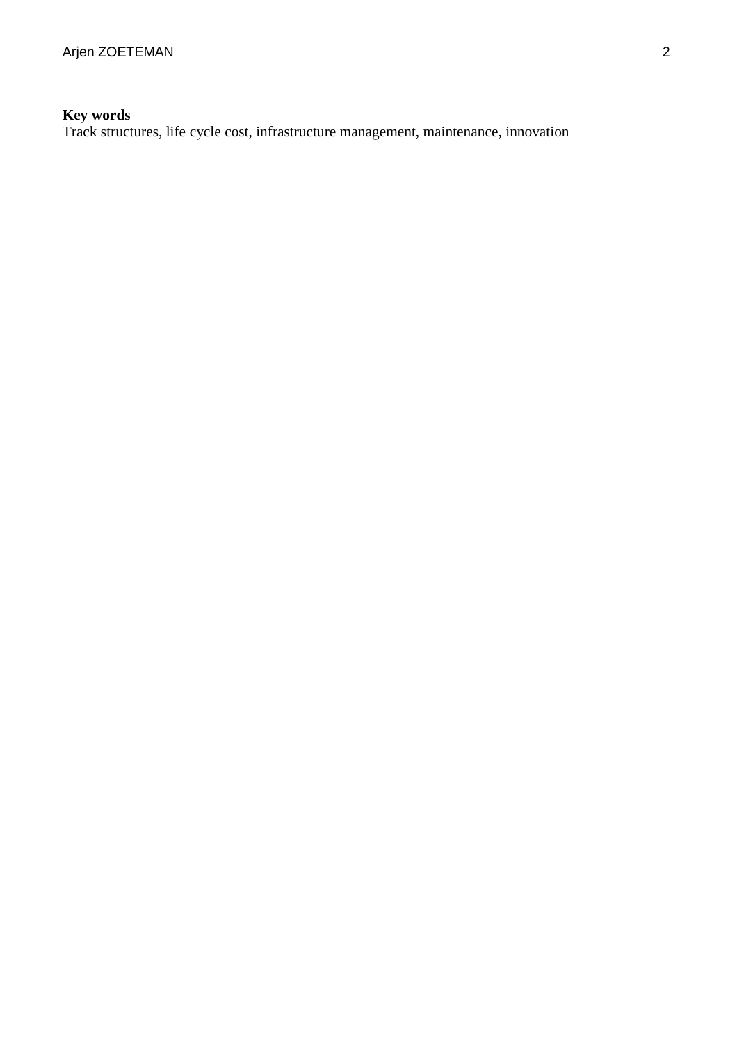**Key words**
Track structures, life cycle cost, infrastructure management, maintenance, innovation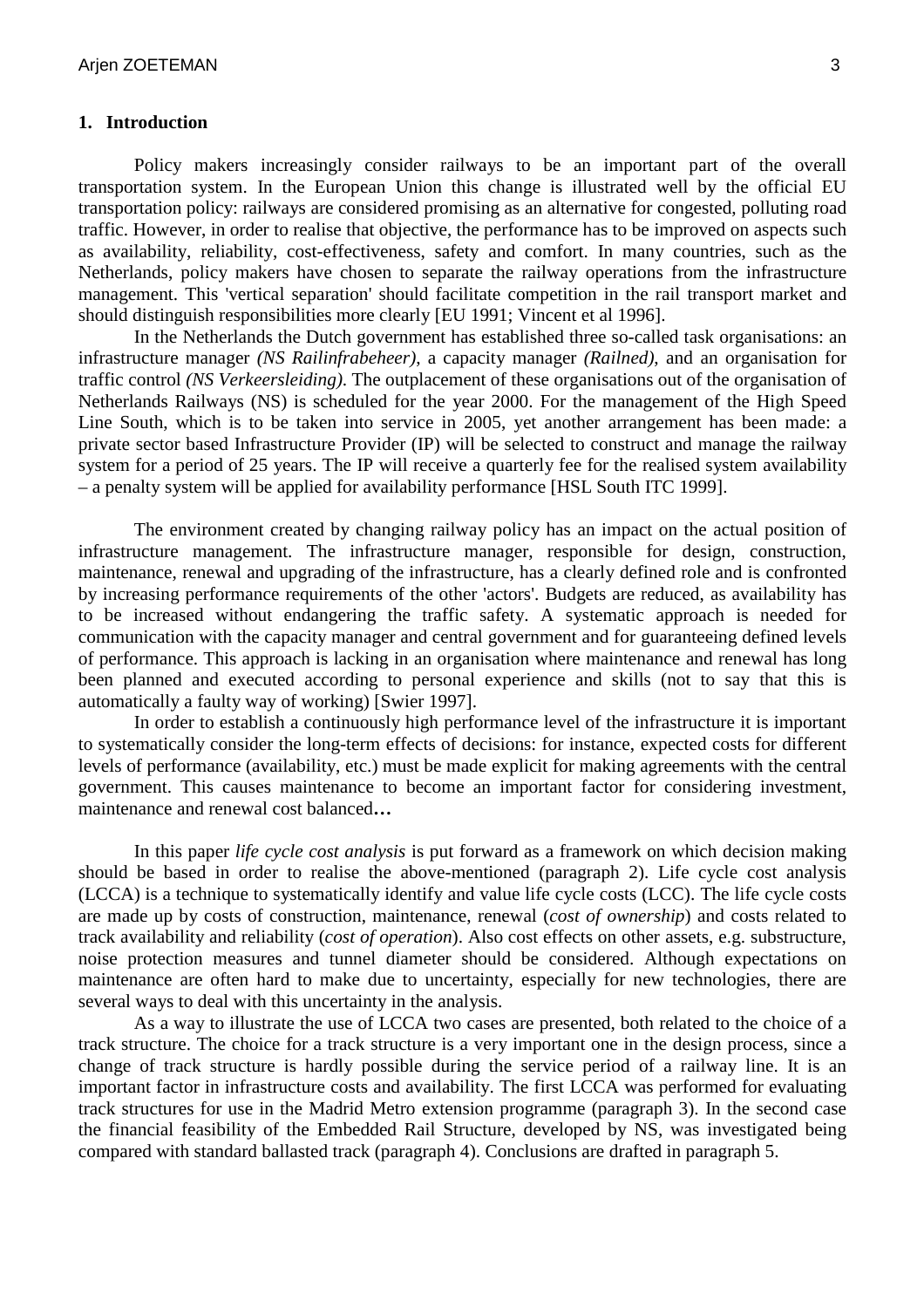## 1. Introduction

Policy makers increasingly consider railways to be an important part of the overall transportation system. In the European Union this change is illustrated well by the official EU transportation policy: railways are considered promising as an alternative for congested, polluting road traffic. However, in order to realise that objective, the performance has to be improved on aspects such as availability, reliability, cost-effectiveness, safety and comfort. In many countries, such as the Netherlands, policy makers have chosen to separate the railway operations from the infrastructure management. This 'vertical separation' should facilitate competition in the rail transport market and should distinguish responsibilities more clearly [EU 1991; Vincent et al 1996].

In the Netherlands the Dutch government has established three so-called task organisations: an infrastructure manager *(NS Railinfrabeheer)*, a capacity manager *(Railned)*, and an organisation for traffic control *(NS Verkeersleiding)*. The outplacement of these organisations out of the organisation of Netherlands Railways (NS) is scheduled for the year 2000. For the management of the High Speed Line South, which is to be taken into service in 2005, yet another arrangement has been made: a private sector based Infrastructure Provider (IP) will be selected to construct and manage the railway system for a period of 25 years. The IP will receive a quarterly fee for the realised system availability – a penalty system will be applied for availability performance [HSL South ITC 1999].

The environment created by changing railway policy has an impact on the actual position of infrastructure management. The infrastructure manager, responsible for design, construction, maintenance, renewal and upgrading of the infrastructure, has a clearly defined role and is confronted by increasing performance requirements of the other 'actors'. Budgets are reduced, as availability has to be increased without endangering the traffic safety. A systematic approach is needed for communication with the capacity manager and central government and for guaranteeing defined levels of performance. This approach is lacking in an organisation where maintenance and renewal has long been planned and executed according to personal experience and skills (not to say that this is automatically a faulty way of working) [Swier 1997].

In order to establish a continuously high performance level of the infrastructure it is important to systematically consider the long-term effects of decisions: for instance, expected costs for different levels of performance (availability, etc.) must be made explicit for making agreements with the central government. This causes maintenance to become an important factor for considering investment, maintenance and renewal cost balanced**…**

In this paper *life cycle cost analysis* is put forward as a framework on which decision making should be based in order to realise the above-mentioned (paragraph 2). Life cycle cost analysis (LCCA) is a technique to systematically identify and value life cycle costs (LCC). The life cycle costs are made up by costs of construction, maintenance, renewal (*cost of ownership*) and costs related to track availability and reliability (*cost of operation*). Also cost effects on other assets, e.g. substructure, noise protection measures and tunnel diameter should be considered. Although expectations on maintenance are often hard to make due to uncertainty, especially for new technologies, there are several ways to deal with this uncertainty in the analysis.

As a way to illustrate the use of LCCA two cases are presented, both related to the choice of a track structure. The choice for a track structure is a very important one in the design process, since a change of track structure is hardly possible during the service period of a railway line. It is an important factor in infrastructure costs and availability. The first LCCA was performed for evaluating track structures for use in the Madrid Metro extension programme (paragraph 3). In the second case the financial feasibility of the Embedded Rail Structure, developed by NS, was investigated being compared with standard ballasted track (paragraph 4). Conclusions are drafted in paragraph 5.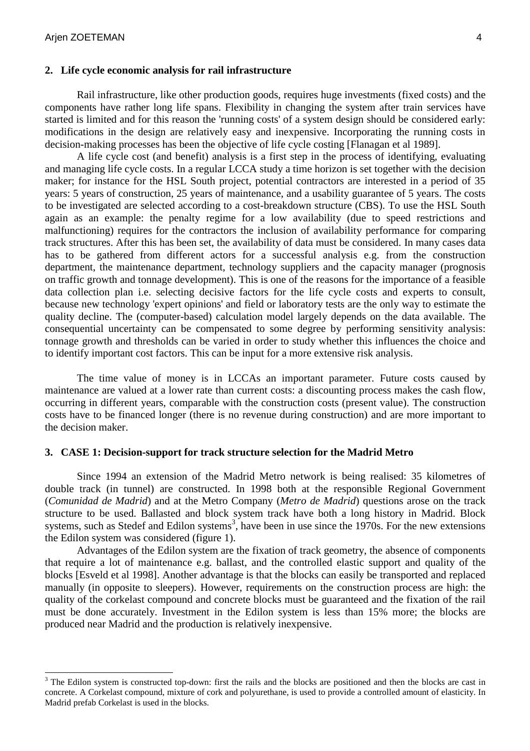## 2. Life cycle economic analysis for rail infrastructure

Rail infrastructure, like other production goods, requires huge investments (fixed costs) and the components have rather long life spans. Flexibility in changing the system after train services have started is limited and for this reason the 'running costs' of a system design should be considered early: modifications in the design are relatively easy and inexpensive. Incorporating the running costs in decision-making processes has been the objective of life cycle costing [Flanagan et al 1989].

A life cycle cost (and benefit) analysis is a first step in the process of identifying, evaluating and managing life cycle costs. In a regular LCCA study a time horizon is set together with the decision maker; for instance for the HSL South project, potential contractors are interested in a period of 35 years: 5 years of construction, 25 years of maintenance, and a usability guarantee of 5 years. The costs to be investigated are selected according to a cost-breakdown structure (CBS). To use the HSL South again as an example: the penalty regime for a low availability (due to speed restrictions and malfunctioning) requires for the contractors the inclusion of availability performance for comparing track structures. After this has been set, the availability of data must be considered. In many cases data has to be gathered from different actors for a successful analysis e.g. from the construction department, the maintenance department, technology suppliers and the capacity manager (prognosis on traffic growth and tonnage development). This is one of the reasons for the importance of a feasible data collection plan i.e. selecting decisive factors for the life cycle costs and experts to consult, because new technology 'expert opinions' and field or laboratory tests are the only way to estimate the quality decline. The (computer-based) calculation model largely depends on the data available. The consequential uncertainty can be compensated to some degree by performing sensitivity analysis: tonnage growth and thresholds can be varied in order to study whether this influences the choice and to identify important cost factors. This can be input for a more extensive risk analysis.

The time value of money is in LCCAs an important parameter. Future costs caused by maintenance are valued at a lower rate than current costs: a discounting process makes the cash flow, occurring in different years, comparable with the construction costs (present value). The construction costs have to be financed longer (there is no revenue during construction) and are more important to the decision maker.

## 3. CASE 1: Decision-support for track structure selection for the Madrid Metro

Since 1994 an extension of the Madrid Metro network is being realised: 35 kilometres of double track (in tunnel) are constructed. In 1998 both at the responsible Regional Government (*Comunidad de Madrid*) and at the Metro Company (*Metro de Madrid*) questions arose on the track structure to be used. Ballasted and block system track have both a long history in Madrid. Block systems, such as Stedef and Edilon systems[3], have been in use since the 1970s. For the new extensions the Edilon system was considered (figure 1).

Advantages of the Edilon system are the fixation of track geometry, the absence of components that require a lot of maintenance e.g. ballast, and the controlled elastic support and quality of the blocks [Esveld et al 1998]. Another advantage is that the blocks can easily be transported and replaced manually (in opposite to sleepers). However, requirements on the construction process are high: the quality of the corkelast compound and concrete blocks must be guaranteed and the fixation of the rail must be done accurately. Investment in the Edilon system is less than 15% more; the blocks are produced near Madrid and the production is relatively inexpensive.

[3] The Edilon system is constructed top-down: first the rails and the blocks are positioned and then the blocks are cast in concrete. A Corkelast compound, mixture of cork and polyurethane, is used to provide a controlled amount of elasticity. In Madrid prefab Corkelast is used in the blocks.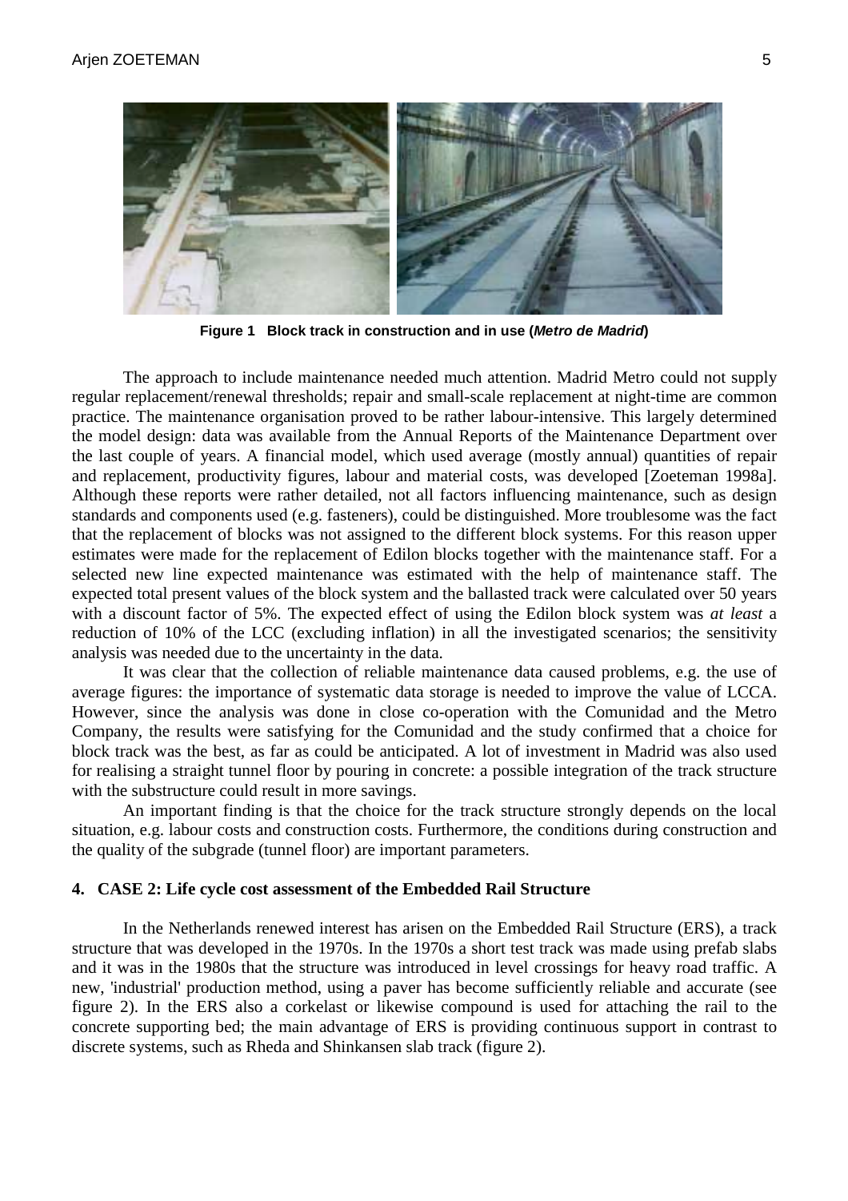**Figure 1 Block track in construction and in use (*Metro de Madrid*)**

The approach to include maintenance needed much attention. Madrid Metro could not supply regular replacement/renewal thresholds; repair and small-scale replacement at night-time are common practice. The maintenance organisation proved to be rather labour-intensive. This largely determined the model design: data was available from the Annual Reports of the Maintenance Department over the last couple of years. A financial model, which used average (mostly annual) quantities of repair and replacement, productivity figures, labour and material costs, was developed [Zoeteman 1998a]. Although these reports were rather detailed, not all factors influencing maintenance, such as design standards and components used (e.g. fasteners), could be distinguished. More troublesome was the fact that the replacement of blocks was not assigned to the different block systems. For this reason upper estimates were made for the replacement of Edilon blocks together with the maintenance staff. For a selected new line expected maintenance was estimated with the help of maintenance staff. The expected total present values of the block system and the ballasted track were calculated over 50 years with a discount factor of 5%. The expected effect of using the Edilon block system was *at least* a reduction of 10% of the LCC (excluding inflation) in all the investigated scenarios; the sensitivity analysis was needed due to the uncertainty in the data.

It was clear that the collection of reliable maintenance data caused problems, e.g. the use of average figures: the importance of systematic data storage is needed to improve the value of LCCA. However, since the analysis was done in close co-operation with the Comunidad and the Metro Company, the results were satisfying for the Comunidad and the study confirmed that a choice for block track was the best, as far as could be anticipated. A lot of investment in Madrid was also used for realising a straight tunnel floor by pouring in concrete: a possible integration of the track structure with the substructure could result in more savings.

An important finding is that the choice for the track structure strongly depends on the local situation, e.g. labour costs and construction costs. Furthermore, the conditions during construction and the quality of the subgrade (tunnel floor) are important parameters.

## 4. CASE 2: Life cycle cost assessment of the Embedded Rail Structure

In the Netherlands renewed interest has arisen on the Embedded Rail Structure (ERS), a track structure that was developed in the 1970s. In the 1970s a short test track was made using prefab slabs and it was in the 1980s that the structure was introduced in level crossings for heavy road traffic. A new, 'industrial' production method, using a paver has become sufficiently reliable and accurate (see figure 2). In the ERS also a corkelast or likewise compound is used for attaching the rail to the concrete supporting bed; the main advantage of ERS is providing continuous support in contrast to discrete systems, such as Rheda and Shinkansen slab track (figure 2).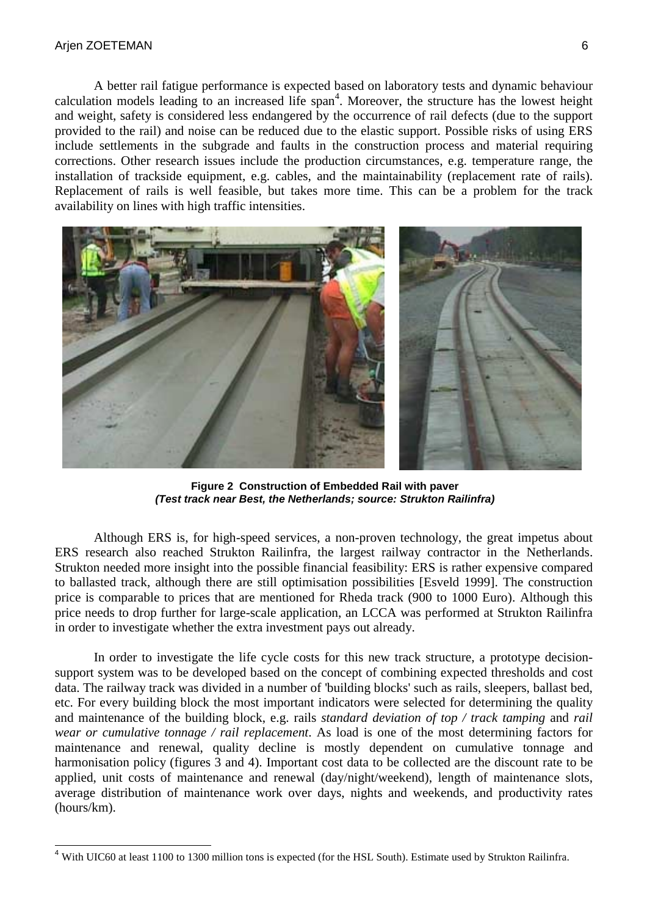A better rail fatigue performance is expected based on laboratory tests and dynamic behaviour calculation models leading to an increased life span[4]. Moreover, the structure has the lowest height and weight, safety is considered less endangered by the occurrence of rail defects (due to the support provided to the rail) and noise can be reduced due to the elastic support. Possible risks of using ERS include settlements in the subgrade and faults in the construction process and material requiring corrections. Other research issues include the production circumstances, e.g. temperature range, the installation of trackside equipment, e.g. cables, and the maintainability (replacement rate of rails). Replacement of rails is well feasible, but takes more time. This can be a problem for the track availability on lines with high traffic intensities.

**Figure 2 Construction of Embedded Rail with paver**
***(Test track near Best, the Netherlands; source: Strukton Railinfra)***

Although ERS is, for high-speed services, a non-proven technology, the great impetus about ERS research also reached Strukton Railinfra, the largest railway contractor in the Netherlands. Strukton needed more insight into the possible financial feasibility: ERS is rather expensive compared to ballasted track, although there are still optimisation possibilities [Esveld 1999]. The construction price is comparable to prices that are mentioned for Rheda track (900 to 1000 Euro). Although this price needs to drop further for large-scale application, an LCCA was performed at Strukton Railinfra in order to investigate whether the extra investment pays out already.

In order to investigate the life cycle costs for this new track structure, a prototype decision-support system was to be developed based on the concept of combining expected thresholds and cost data. The railway track was divided in a number of 'building blocks' such as rails, sleepers, ballast bed, etc. For every building block the most important indicators were selected for determining the quality and maintenance of the building block, e.g. rails *standard deviation of top / track tamping* and *rail wear or cumulative tonnage / rail replacement*. As load is one of the most determining factors for maintenance and renewal, quality decline is mostly dependent on cumulative tonnage and harmonisation policy (figures 3 and 4). Important cost data to be collected are the discount rate to be applied, unit costs of maintenance and renewal (day/night/weekend), length of maintenance slots, average distribution of maintenance work over days, nights and weekends, and productivity rates (hours/km).

[4] With UIC60 at least 1100 to 1300 million tons is expected (for the HSL South). Estimate used by Strukton Railinfra.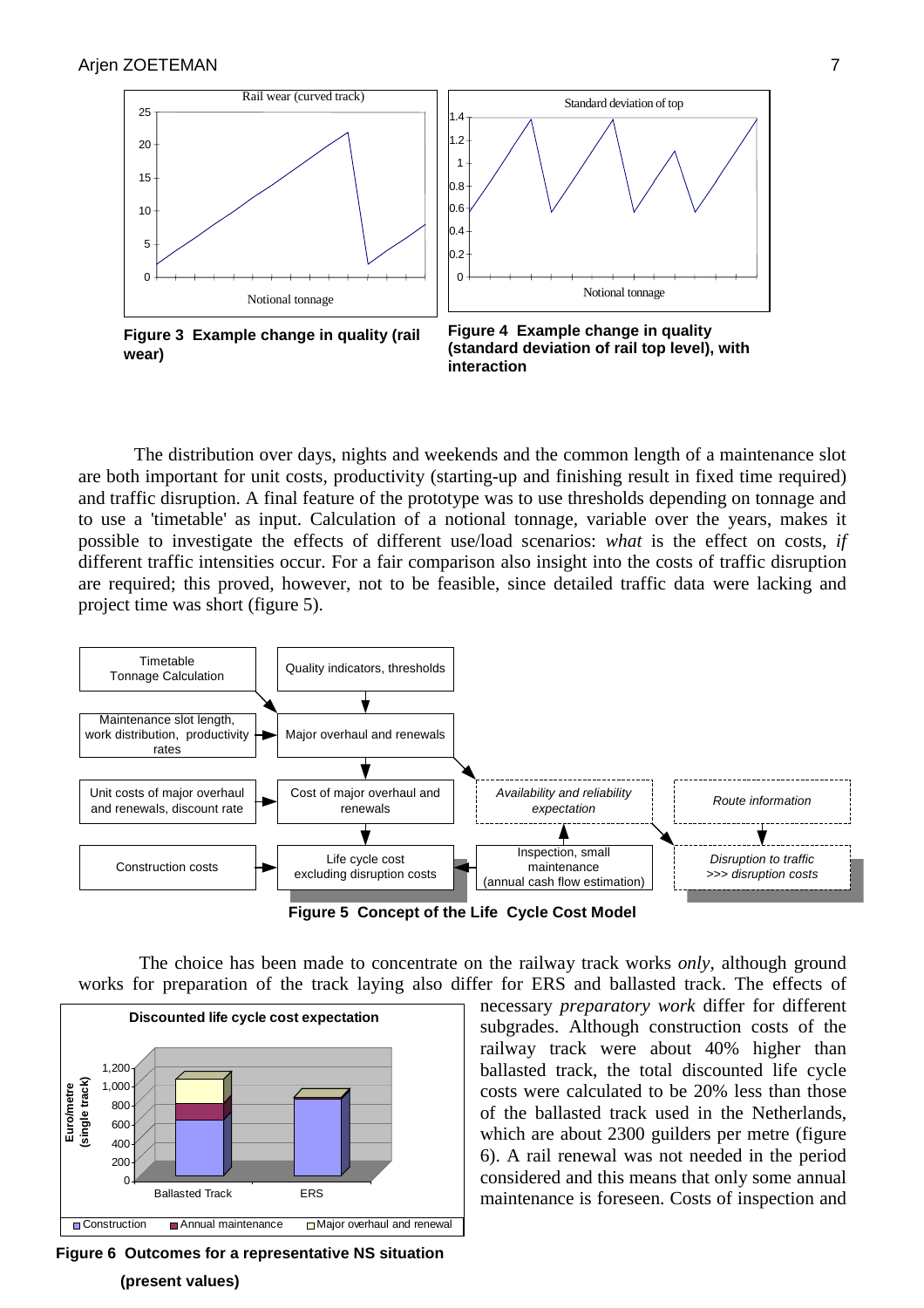Rail wear (curved track)

25
20
15
10
5
0

Notional tonnage

**Figure 3 Example change in quality (rail wear)**

Standard deviation of top

1.4
1.2
1
0.8
0.6
0.4
0.2
0

Notional tonnage

**Figure 4 Example change in quality (standard deviation of rail top level), with interaction**

The distribution over days, nights and weekends and the common length of a maintenance slot are both important for unit costs, productivity (starting-up and finishing result in fixed time required) and traffic disruption. A final feature of the prototype was to use thresholds depending on tonnage and to use a 'timetable' as input. Calculation of a notional tonnage, variable over the years, makes it possible to investigate the effects of different use/load scenarios: *what* is the effect on costs, *if* different traffic intensities occur. For a fair comparison also insight into the costs of traffic disruption are required; this proved, however, not to be feasible, since detailed traffic data were lacking and project time was short (figure 5).

Timetable
Tonnage Calculation

Quality indicators, thresholds

Maintenance slot length, work distribution, productivity rates

Major overhaul and renewals

Unit costs of major overhaul and renewals, discount rate

Cost of major overhaul and renewals

*Availability and reliability expectation*

*Route information*

Construction costs

Life cycle cost excluding disruption costs

Inspection, small maintenance (annual cash flow estimation)

*Disruption to traffic >>> disruption costs*

**Figure 5 Concept of the Life Cycle Cost Model**

The choice has been made to concentrate on the railway track works *only*, although ground works for preparation of the track laying also differ for ERS and ballasted track. The effects of necessary *preparatory work* differ for different subgrades. Although construction costs of the railway track were about 40% higher than ballasted track, the total discounted life cycle costs were calculated to be 20% less than those of the ballasted track used in the Netherlands, which are about 2300 guilders per metre (figure 6). A rail renewal was not needed in the period considered and this means that only some annual maintenance is foreseen. Costs of inspection and

**Discounted life cycle cost expectation**

Euro/metre (single track)

1,200
1,000
800
600
400
200
0

Ballasted Track
ERS

Construction
Annual maintenance
Major overhaul and renewal

**Figure 6 Outcomes for a representative NS situation (present values)**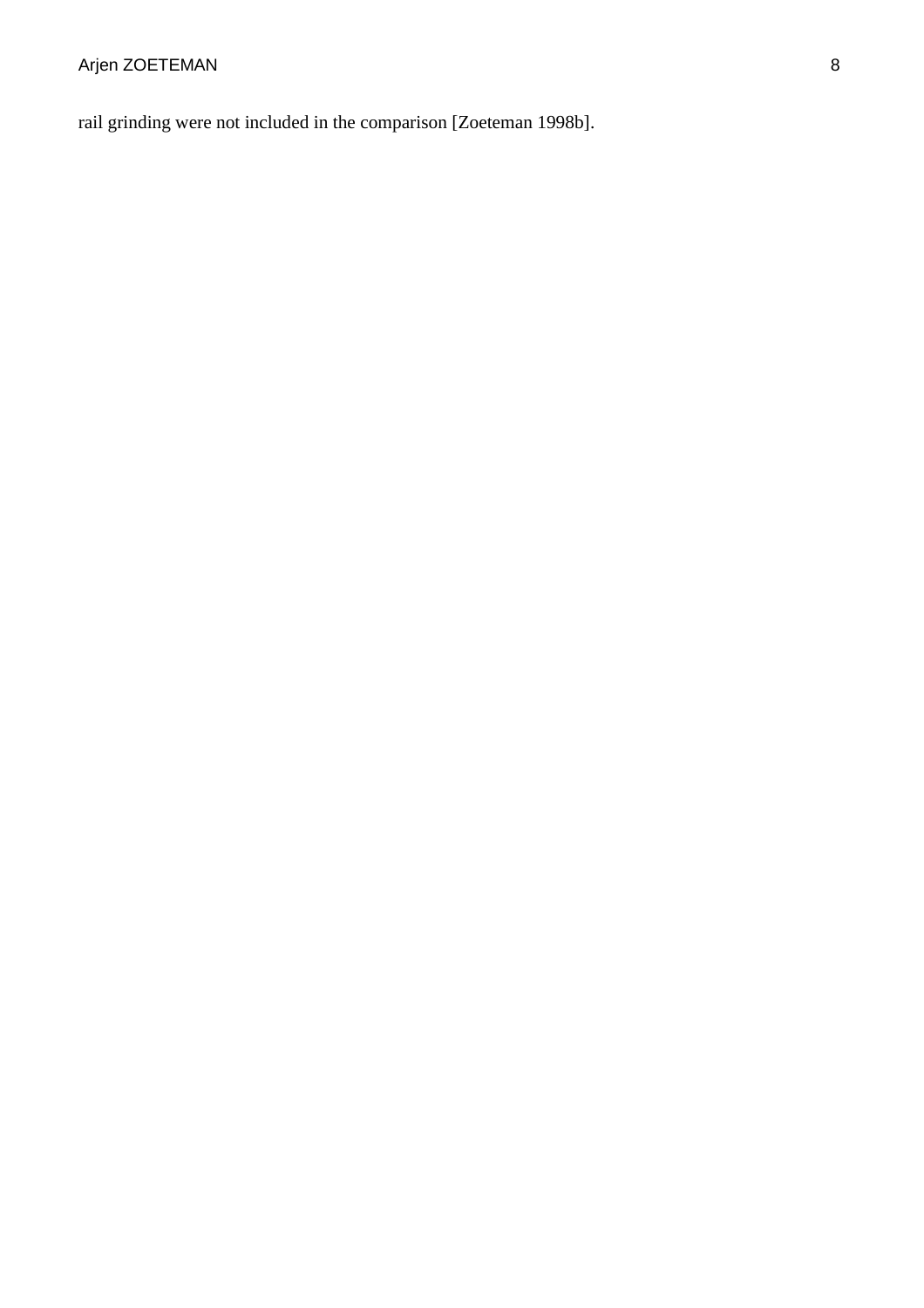rail grinding were not included in the comparison [Zoeteman 1998b].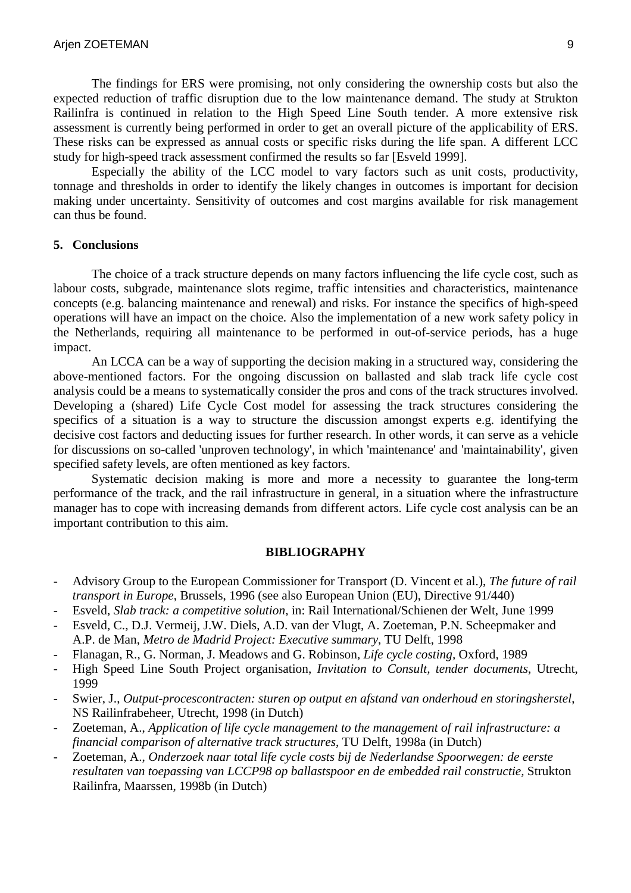The findings for ERS were promising, not only considering the ownership costs but also the expected reduction of traffic disruption due to the low maintenance demand. The study at Strukton Railinfra is continued in relation to the High Speed Line South tender. A more extensive risk assessment is currently being performed in order to get an overall picture of the applicability of ERS. These risks can be expressed as annual costs or specific risks during the life span. A different LCC study for high-speed track assessment confirmed the results so far [Esveld 1999].

Especially the ability of the LCC model to vary factors such as unit costs, productivity, tonnage and thresholds in order to identify the likely changes in outcomes is important for decision making under uncertainty. Sensitivity of outcomes and cost margins available for risk management can thus be found.

## 5. Conclusions

The choice of a track structure depends on many factors influencing the life cycle cost, such as labour costs, subgrade, maintenance slots regime, traffic intensities and characteristics, maintenance concepts (e.g. balancing maintenance and renewal) and risks. For instance the specifics of high-speed operations will have an impact on the choice. Also the implementation of a new work safety policy in the Netherlands, requiring all maintenance to be performed in out-of-service periods, has a huge impact.

An LCCA can be a way of supporting the decision making in a structured way, considering the above-mentioned factors. For the ongoing discussion on ballasted and slab track life cycle cost analysis could be a means to systematically consider the pros and cons of the track structures involved. Developing a (shared) Life Cycle Cost model for assessing the track structures considering the specifics of a situation is a way to structure the discussion amongst experts e.g. identifying the decisive cost factors and deducting issues for further research. In other words, it can serve as a vehicle for discussions on so-called 'unproven technology', in which 'maintenance' and 'maintainability', given specified safety levels, are often mentioned as key factors.

Systematic decision making is more and more a necessity to guarantee the long-term performance of the track, and the rail infrastructure in general, in a situation where the infrastructure manager has to cope with increasing demands from different actors. Life cycle cost analysis can be an important contribution to this aim.

## BIBLIOGRAPHY

- Advisory Group to the European Commissioner for Transport (D. Vincent et al.), *The future of rail transport in Europe*, Brussels, 1996 (see also European Union (EU), Directive 91/440)
- Esveld, *Slab track: a competitive solution*, in: Rail International/Schienen der Welt, June 1999
- Esveld, C., D.J. Vermeij, J.W. Diels, A.D. van der Vlugt, A. Zoeteman, P.N. Scheepmaker and A.P. de Man, *Metro de Madrid Project: Executive summary*, TU Delft, 1998
- Flanagan, R., G. Norman, J. Meadows and G. Robinson, *Life cycle costing*, Oxford, 1989
- High Speed Line South Project organisation, *Invitation to Consult, tender documents*, Utrecht, 1999
- Swier, J., *Output-procescontracten: sturen op output en afstand van onderhoud en storingsherstel*, NS Railinfrabeheer, Utrecht, 1998 (in Dutch)
- Zoeteman, A., *Application of life cycle management to the management of rail infrastructure: a financial comparison of alternative track structures*, TU Delft, 1998a (in Dutch)
- Zoeteman, A., *Onderzoek naar total life cycle costs bij de Nederlandse Spoorwegen: de eerste resultaten van toepassing van LCCP98 op ballastspoor en de embedded rail constructie*, Strukton Railinfra, Maarssen, 1998b (in Dutch)